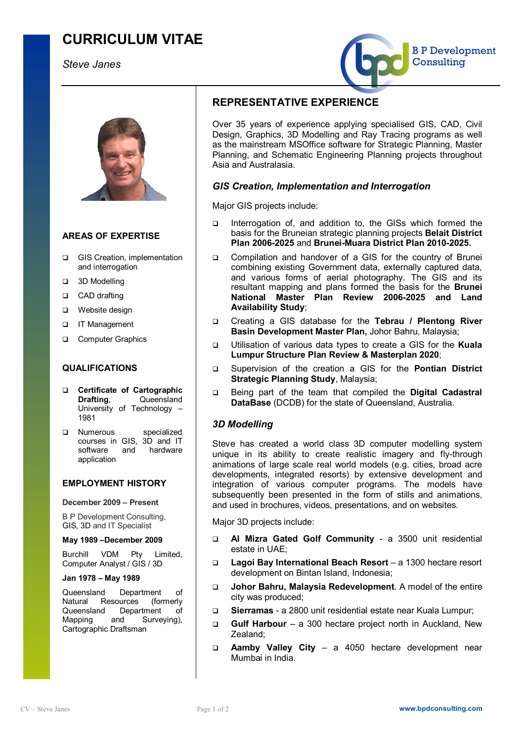# CURRICULUM VITAE

*Steve Janes*

B P Development Consulting

## AREAS OF EXPERTISE

- GIS Creation, implementation and interrogation
- 3D Modelling
- CAD drafting
- Website design
- IT Management
- Computer Graphics

## QUALIFICATIONS

- **Certificate of Cartographic Drafting**, Queensland University of Technology – 1981
- Numerous specialized courses in GIS, 3D and IT software and hardware application

## EMPLOYMENT HISTORY

**December 2009 – Present**

B P Development Consulting, GIS, 3D and IT Specialist

**May 1989 –December 2009**

Burchill VDM Pty Limited, Computer Analyst / GIS / 3D

**Jan 1978 – May 1989**

Queensland Department of Natural Resources (formerly Queensland Department of Mapping and Surveying), Cartographic Draftsman

## REPRESENTATIVE EXPERIENCE

Over 35 years of experience applying specialised GIS, CAD, Civil Design, Graphics, 3D Modelling and Ray Tracing programs as well as the mainstream MSOffice software for Strategic Planning, Master Planning, and Schematic Engineering Planning projects throughout Asia and Australasia.

### *GIS Creation, Implementation and Interrogation*

Major GIS projects include:

- Interrogation of, and addition to, the GISs which formed the basis for the Bruneian strategic planning projects **Belait District Plan 2006-2025** and **Brunei-Muara District Plan 2010-2025.**
- Compilation and handover of a GIS for the country of Brunei combining existing Government data, externally captured data, and various forms of aerial photography. The GIS and its resultant mapping and plans formed the basis for the **Brunei National Master Plan Review 2006-2025 and Land Availability Study**;
- Creating a GIS database for the **Tebrau / Plentong River Basin Development Master Plan,** Johor Bahru, Malaysia;
- Utilisation of various data types to create a GIS for the **Kuala Lumpur Structure Plan Review & Masterplan 2020**;
- Supervision of the creation a GIS for the **Pontian District Strategic Planning Study**, Malaysia;
- Being part of the team that compiled the **Digital Cadastral DataBase** (DCDB) for the state of Queensland, Australia.

### *3D Modelling*

Steve has created a world class 3D computer modelling system unique in its ability to create realistic imagery and fly-through animations of large scale real world models (e.g. cities, broad acre developments, integrated resorts) by extensive development and integration of various computer programs. The models have subsequently been presented in the form of stills and animations, and used in brochures, videos, presentations, and on websites.

Major 3D projects include:

- **Al Mizra Gated Golf Community** - a 3500 unit residential estate in UAE;
- **Lagoi Bay International Beach Resort** – a 1300 hectare resort development on Bintan Island, Indonesia;
- **Johor Bahru, Malaysia Redevelopment**. A model of the entire city was produced;
- **Sierramas** - a 2800 unit residential estate near Kuala Lumpur;
- **Gulf Harbour** – a 300 hectare project north in Auckland, New Zealand;
- **Aamby Valley City** – a 4050 hectare development near Mumbai in India.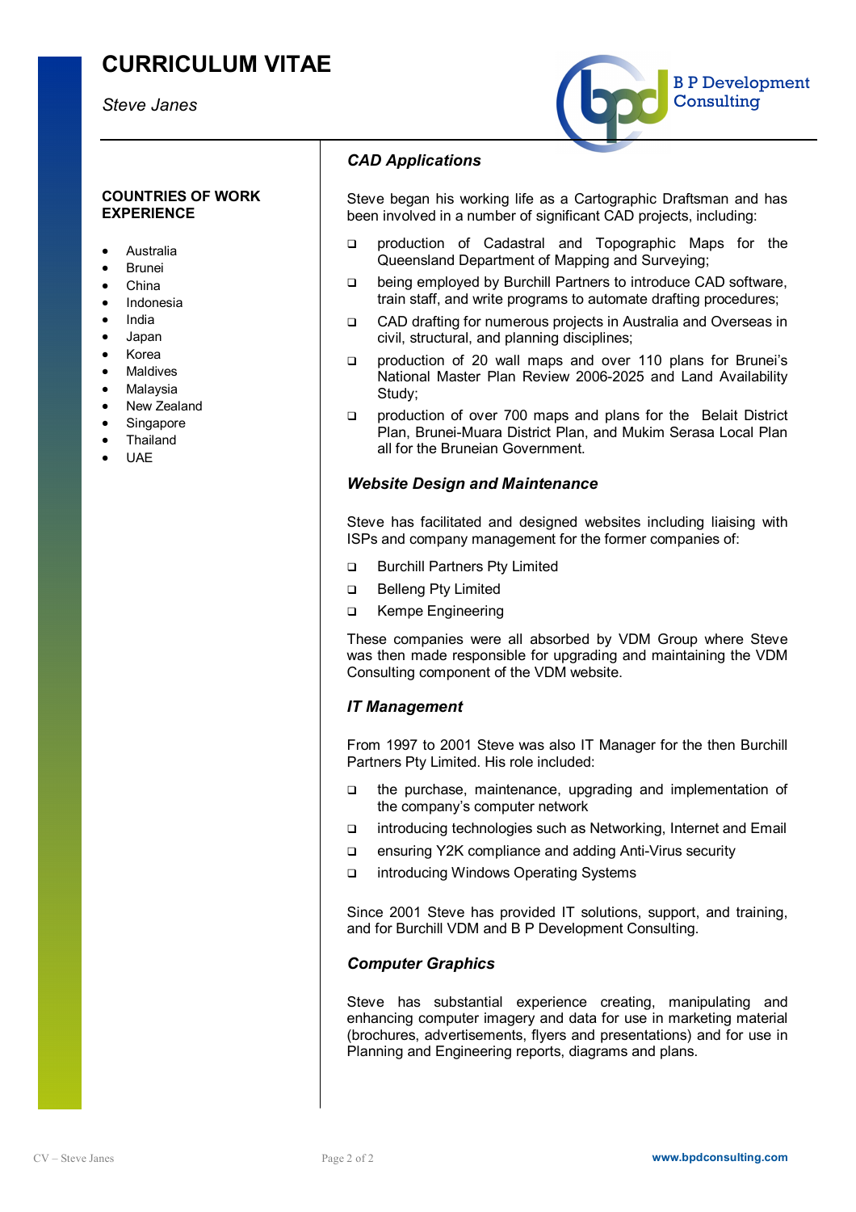# CURRICULUM VITAE

*Steve Janes*

B P Development Consulting

## COUNTRIES OF WORK EXPERIENCE

- Australia
- Brunei
- China
- Indonesia
- India
- Japan
- Korea
- Maldives
- Malaysia
- New Zealand
- Singapore
- Thailand
- UAE

### *CAD Applications*

Steve began his working life as a Cartographic Draftsman and has been involved in a number of significant CAD projects, including:

- production of Cadastral and Topographic Maps for the Queensland Department of Mapping and Surveying;
- being employed by Burchill Partners to introduce CAD software, train staff, and write programs to automate drafting procedures;
- CAD drafting for numerous projects in Australia and Overseas in civil, structural, and planning disciplines;
- production of 20 wall maps and over 110 plans for Brunei's National Master Plan Review 2006-2025 and Land Availability Study;
- production of over 700 maps and plans for the Belait District Plan, Brunei-Muara District Plan, and Mukim Serasa Local Plan all for the Bruneian Government.

### *Website Design and Maintenance*

Steve has facilitated and designed websites including liaising with ISPs and company management for the former companies of:

- Burchill Partners Pty Limited
- Belleng Pty Limited
- Kempe Engineering

These companies were all absorbed by VDM Group where Steve was then made responsible for upgrading and maintaining the VDM Consulting component of the VDM website.

### *IT Management*

From 1997 to 2001 Steve was also IT Manager for the then Burchill Partners Pty Limited. His role included:

- the purchase, maintenance, upgrading and implementation of the company's computer network
- introducing technologies such as Networking, Internet and Email
- ensuring Y2K compliance and adding Anti-Virus security
- introducing Windows Operating Systems

Since 2001 Steve has provided IT solutions, support, and training, and for Burchill VDM and B P Development Consulting.

### *Computer Graphics*

Steve has substantial experience creating, manipulating and enhancing computer imagery and data for use in marketing material (brochures, advertisements, flyers and presentations) and for use in Planning and Engineering reports, diagrams and plans.